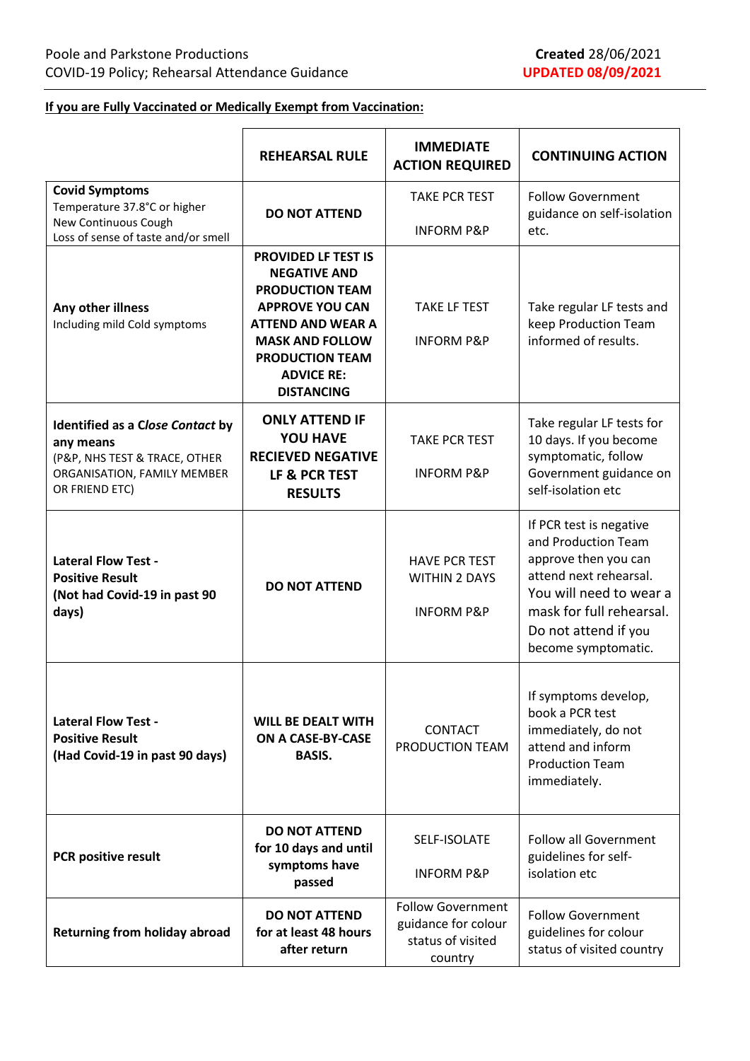Poole and Parkstone Productions
COVID-19 Policy; Rehearsal Attendance Guidance

**Created** 28/06/2021
**UPDATED 08/09/2021**

**If you are Fully Vaccinated or Medically Exempt from Vaccination:**

| | REHEARSAL RULE | IMMEDIATE ACTION REQUIRED | CONTINUING ACTION |
|---|---|---|---|
| **Covid Symptoms**<br>Temperature 37.8°C or higher<br>New Continuous Cough<br>Loss of sense of taste and/or smell | **DO NOT ATTEND** | TAKE PCR TEST<br><br>INFORM P&P | Follow Government guidance on self-isolation etc. |
| **Any other illness**<br>Including mild Cold symptoms | **PROVIDED LF TEST IS NEGATIVE AND PRODUCTION TEAM APPROVE YOU CAN ATTEND AND WEAR A MASK AND FOLLOW PRODUCTION TEAM ADVICE RE: DISTANCING** | TAKE LF TEST<br><br>INFORM P&P | Take regular LF tests and keep Production Team informed of results. |
| **Identified as a *Close Contact* by any means**<br>(P&P, NHS TEST & TRACE, OTHER ORGANISATION, FAMILY MEMBER OR FRIEND ETC) | **ONLY ATTEND IF YOU HAVE RECIEVED NEGATIVE LF & PCR TEST RESULTS** | TAKE PCR TEST<br><br>INFORM P&P | Take regular LF tests for 10 days. If you become symptomatic, follow Government guidance on self-isolation etc |
| **Lateral Flow Test - Positive Result (Not had Covid-19 in past 90 days)** | **DO NOT ATTEND** | HAVE PCR TEST WITHIN 2 DAYS<br><br>INFORM P&P | If PCR test is negative and Production Team approve then you can attend next rehearsal. You will need to wear a mask for full rehearsal. Do not attend if you become symptomatic. |
| **Lateral Flow Test - Positive Result (Had Covid-19 in past 90 days)** | **WILL BE DEALT WITH ON A CASE-BY-CASE BASIS.** | CONTACT PRODUCTION TEAM | If symptoms develop, book a PCR test immediately, do not attend and inform Production Team immediately. |
| **PCR positive result** | **DO NOT ATTEND for 10 days and until symptoms have passed** | SELF-ISOLATE<br><br>INFORM P&P | Follow all Government guidelines for self-isolation etc |
| **Returning from holiday abroad** | **DO NOT ATTEND for at least 48 hours after return** | Follow Government guidance for colour status of visited country | Follow Government guidelines for colour status of visited country |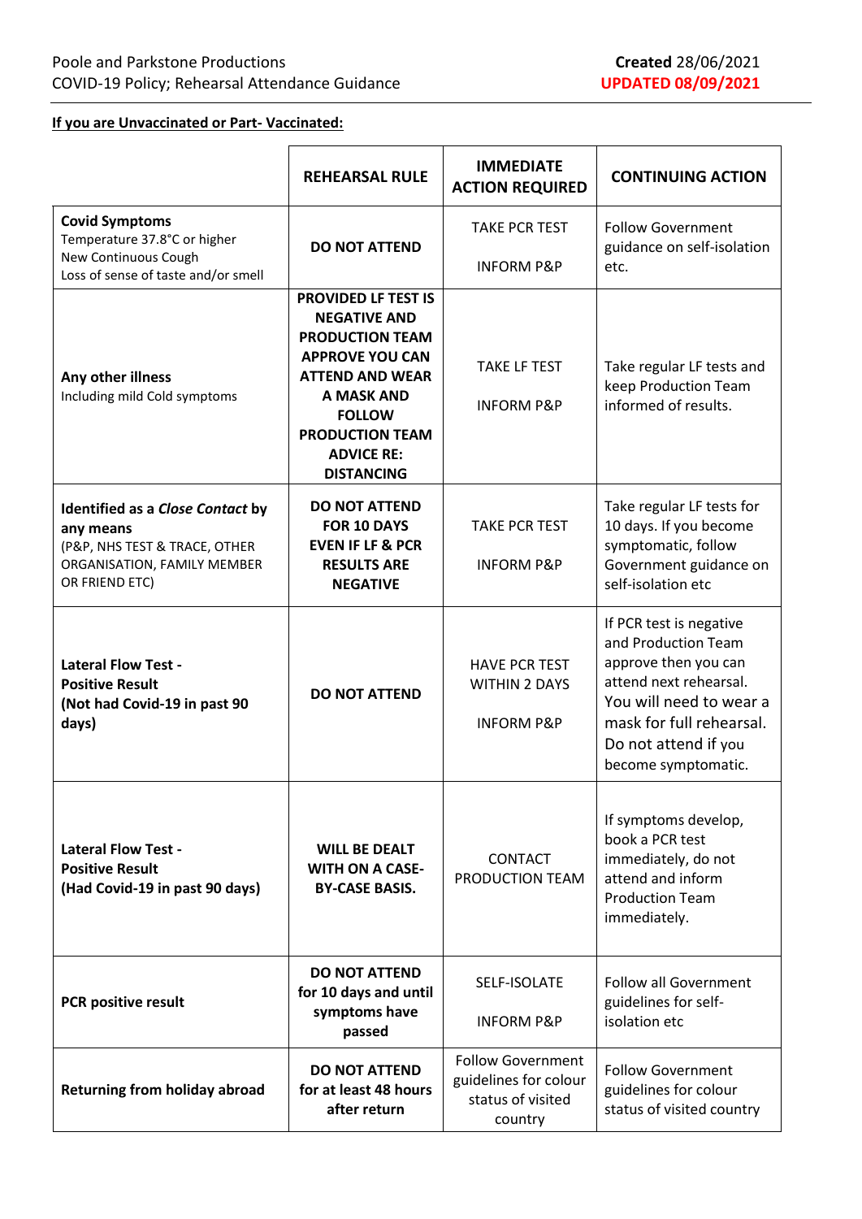Poole and Parkstone Productions
COVID-19 Policy; Rehearsal Attendance Guidance

**Created** 28/06/2021
**UPDATED 08/09/2021**

**If you are Unvaccinated or Part- Vaccinated:**

| | REHEARSAL RULE | IMMEDIATE ACTION REQUIRED | CONTINUING ACTION |
|---|---|---|---|
| **Covid Symptoms**<br>Temperature 37.8°C or higher<br>New Continuous Cough<br>Loss of sense of taste and/or smell | **DO NOT ATTEND** | TAKE PCR TEST<br><br>INFORM P&P | Follow Government guidance on self-isolation etc. |
| **Any other illness**<br>Including mild Cold symptoms | **PROVIDED LF TEST IS NEGATIVE AND PRODUCTION TEAM APPROVE YOU CAN ATTEND AND WEAR A MASK AND FOLLOW PRODUCTION TEAM ADVICE RE: DISTANCING** | TAKE LF TEST<br><br>INFORM P&P | Take regular LF tests and keep Production Team informed of results. |
| **Identified as a *Close Contact* by any means**<br>(P&P, NHS TEST & TRACE, OTHER ORGANISATION, FAMILY MEMBER OR FRIEND ETC) | **DO NOT ATTEND FOR 10 DAYS EVEN IF LF & PCR RESULTS ARE NEGATIVE** | TAKE PCR TEST<br><br>INFORM P&P | Take regular LF tests for 10 days. If you become symptomatic, follow Government guidance on self-isolation etc |
| **Lateral Flow Test - Positive Result (Not had Covid-19 in past 90 days)** | **DO NOT ATTEND** | HAVE PCR TEST WITHIN 2 DAYS<br><br>INFORM P&P | If PCR test is negative and Production Team approve then you can attend next rehearsal. You will need to wear a mask for full rehearsal. Do not attend if you become symptomatic. |
| **Lateral Flow Test - Positive Result (Had Covid-19 in past 90 days)** | **WILL BE DEALT WITH ON A CASE-BY-CASE BASIS.** | CONTACT PRODUCTION TEAM | If symptoms develop, book a PCR test immediately, do not attend and inform Production Team immediately. |
| **PCR positive result** | **DO NOT ATTEND for 10 days and until symptoms have passed** | SELF-ISOLATE<br><br>INFORM P&P | Follow all Government guidelines for self-isolation etc |
| **Returning from holiday abroad** | **DO NOT ATTEND for at least 48 hours after return** | Follow Government guidelines for colour status of visited country | Follow Government guidelines for colour status of visited country |